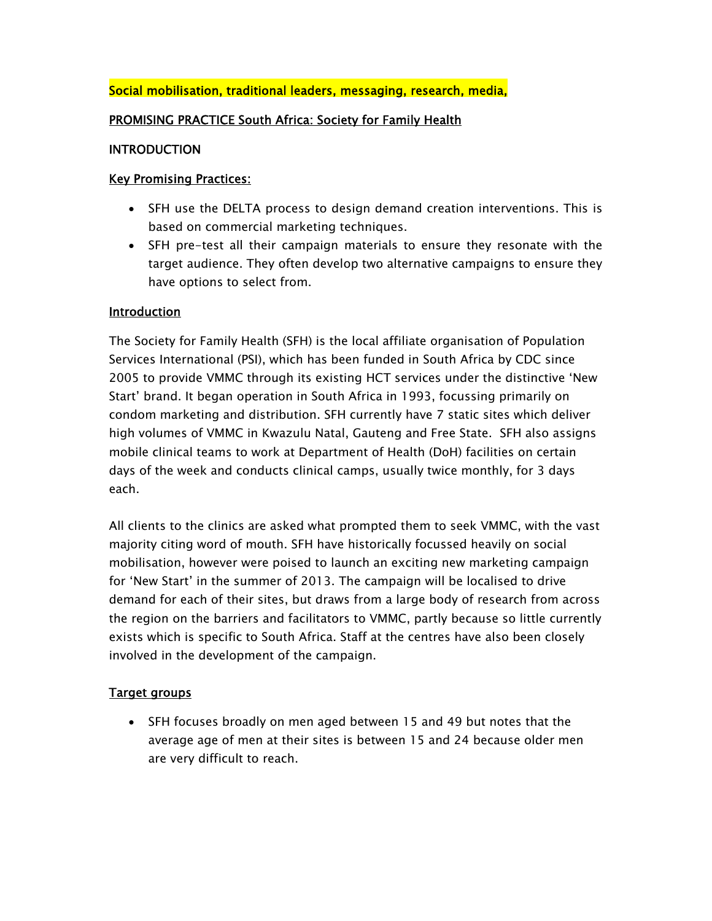Social mobilisation, traditional leaders, messaging, research, media,

## PROMISING PRACTICE South Africa: Society for Family Health

## INTRODUCTION

### Key Promising Practices:

- SFH use the DELTA process to design demand creation interventions. This is based on commercial marketing techniques.
- SFH pre-test all their campaign materials to ensure they resonate with the target audience. They often develop two alternative campaigns to ensure they have options to select from.

### Introduction

The Society for Family Health (SFH) is the local affiliate organisation of Population Services International (PSI), which has been funded in South Africa by CDC since 2005 to provide VMMC through its existing HCT services under the distinctive 'New Start' brand. It began operation in South Africa in 1993, focussing primarily on condom marketing and distribution. SFH currently have 7 static sites which deliver high volumes of VMMC in Kwazulu Natal, Gauteng and Free State. SFH also assigns mobile clinical teams to work at Department of Health (DoH) facilities on certain days of the week and conducts clinical camps, usually twice monthly, for 3 days each.

All clients to the clinics are asked what prompted them to seek VMMC, with the vast majority citing word of mouth. SFH have historically focussed heavily on social mobilisation, however were poised to launch an exciting new marketing campaign for 'New Start' in the summer of 2013. The campaign will be localised to drive demand for each of their sites, but draws from a large body of research from across the region on the barriers and facilitators to VMMC, partly because so little currently exists which is specific to South Africa. Staff at the centres have also been closely involved in the development of the campaign.

### Target groups

- SFH focuses broadly on men aged between 15 and 49 but notes that the average age of men at their sites is between 15 and 24 because older men are very difficult to reach.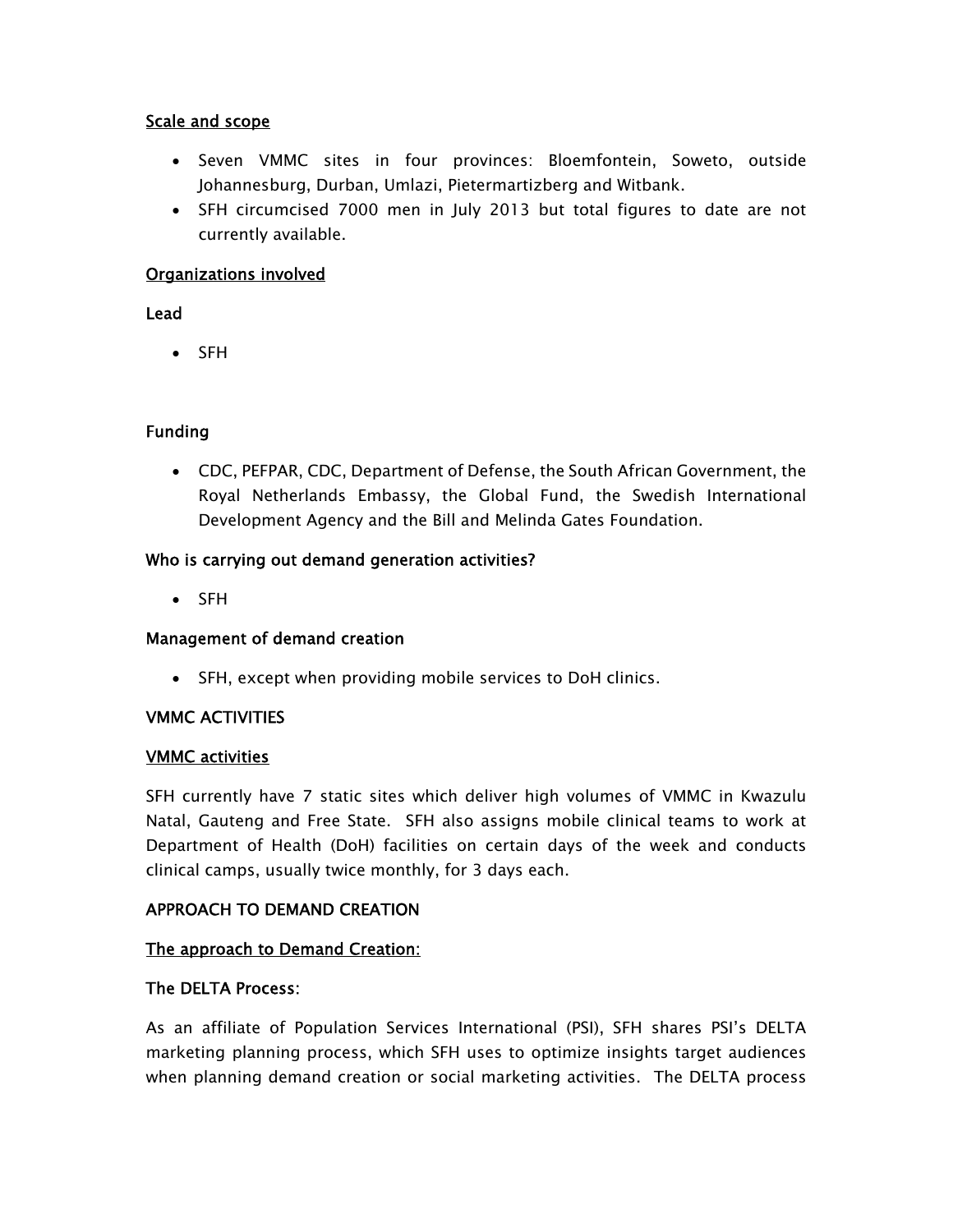<u>Scale and scope</u>

- Seven VMMC sites in four provinces: Bloemfontein, Soweto, outside Johannesburg, Durban, Umlazi, Pietermartizberg and Witbank.
- SFH circumcised 7000 men in July 2013 but total figures to date are not currently available.

<u>Organizations involved</u>

**Lead**

- SFH

**Funding**

- CDC, PEFPAR, CDC, Department of Defense, the South African Government, the Royal Netherlands Embassy, the Global Fund, the Swedish International Development Agency and the Bill and Melinda Gates Foundation.

**Who is carrying out demand generation activities?**

- SFH

**Management of demand creation**

- SFH, except when providing mobile services to DoH clinics.

**VMMC ACTIVITIES**

<u>**VMMC activities**</u>

SFH currently have 7 static sites which deliver high volumes of VMMC in Kwazulu Natal, Gauteng and Free State. SFH also assigns mobile clinical teams to work at Department of Health (DoH) facilities on certain days of the week and conducts clinical camps, usually twice monthly, for 3 days each.

**APPROACH TO DEMAND CREATION**

<u>**The approach to Demand Creation**</u>:

**The DELTA Process**:

As an affiliate of Population Services International (PSI), SFH shares PSI's DELTA marketing planning process, which SFH uses to optimize insights target audiences when planning demand creation or social marketing activities. The DELTA process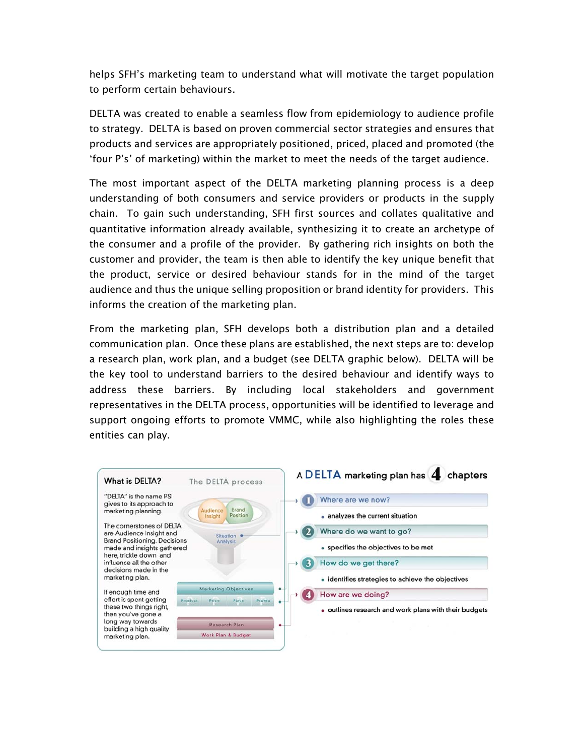helps SFH's marketing team to understand what will motivate the target population to perform certain behaviours.

DELTA was created to enable a seamless flow from epidemiology to audience profile to strategy. DELTA is based on proven commercial sector strategies and ensures that products and services are appropriately positioned, priced, placed and promoted (the 'four P's' of marketing) within the market to meet the needs of the target audience.

The most important aspect of the DELTA marketing planning process is a deep understanding of both consumers and service providers or products in the supply chain. To gain such understanding, SFH first sources and collates qualitative and quantitative information already available, synthesizing it to create an archetype of the consumer and a profile of the provider. By gathering rich insights on both the customer and provider, the team is then able to identify the key unique benefit that the product, service or desired behaviour stands for in the mind of the target audience and thus the unique selling proposition or brand identity for providers. This informs the creation of the marketing plan.

From the marketing plan, SFH develops both a distribution plan and a detailed communication plan. Once these plans are established, the next steps are to: develop a research plan, work plan, and a budget (see DELTA graphic below). DELTA will be the key tool to understand barriers to the desired behaviour and identify ways to address these barriers. By including local stakeholders and government representatives in the DELTA process, opportunities will be identified to leverage and support ongoing efforts to promote VMMC, while also highlighting the roles these entities can play.

**What is DELTA?**

**The DELTA process**

"DELTA" is the name PSI gives to its approach to marketing planning.

The cornerstones of DELTA are Audience Insight and Brand Positioning. Decisions made and insights gathered here, trickle down and influence all the other decisions made in the marketing plan.

If enough time and effort is spent getting these two things right, then you've gone a long way towards building a high quality marketing plan.

Audience Insight | Brand Position

Situation Analysis

Marketing Objectives

Product | Price | Place | Promo

Research Plan

Work Plan & Budget

**A DELTA marketing plan has 4 chapters**

1. Where are we now?
   - analyzes the current situation
2. Where do we want to go?
   - specifies the objectives to be met
3. How do we get there?
   - identifies strategies to achieve the objectives
4. How are we doing?
   - outlines research and work plans with their budgets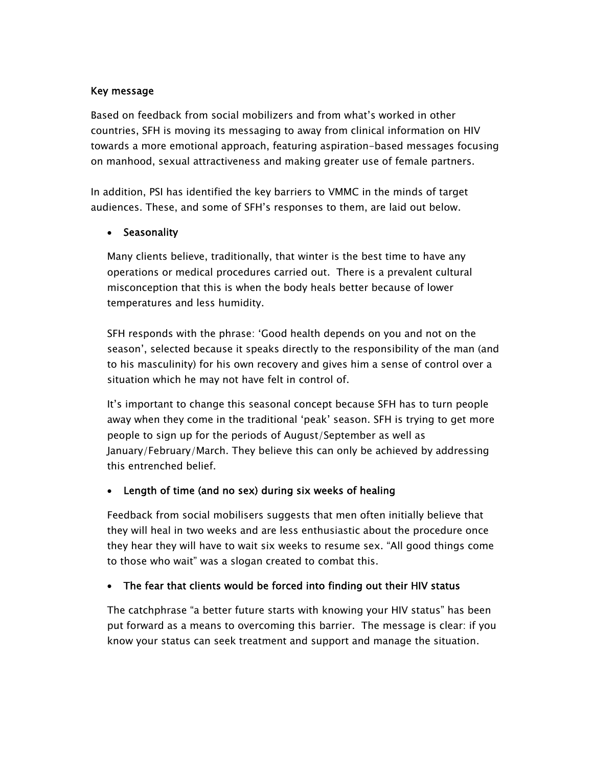**Key message**

Based on feedback from social mobilizers and from what's worked in other countries, SFH is moving its messaging to away from clinical information on HIV towards a more emotional approach, featuring aspiration-based messages focusing on manhood, sexual attractiveness and making greater use of female partners.

In addition, PSI has identified the key barriers to VMMC in the minds of target audiences. These, and some of SFH's responses to them, are laid out below.

- **Seasonality**

  Many clients believe, traditionally, that winter is the best time to have any operations or medical procedures carried out. There is a prevalent cultural misconception that this is when the body heals better because of lower temperatures and less humidity.

  SFH responds with the phrase: 'Good health depends on you and not on the season', selected because it speaks directly to the responsibility of the man (and to his masculinity) for his own recovery and gives him a sense of control over a situation which he may not have felt in control of.

  It's important to change this seasonal concept because SFH has to turn people away when they come in the traditional 'peak' season. SFH is trying to get more people to sign up for the periods of August/September as well as January/February/March. They believe this can only be achieved by addressing this entrenched belief.

- **Length of time (and no sex) during six weeks of healing**

  Feedback from social mobilisers suggests that men often initially believe that they will heal in two weeks and are less enthusiastic about the procedure once they hear they will have to wait six weeks to resume sex. "All good things come to those who wait" was a slogan created to combat this.

- **The fear that clients would be forced into finding out their HIV status**

  The catchphrase "a better future starts with knowing your HIV status" has been put forward as a means to overcoming this barrier. The message is clear: if you know your status can seek treatment and support and manage the situation.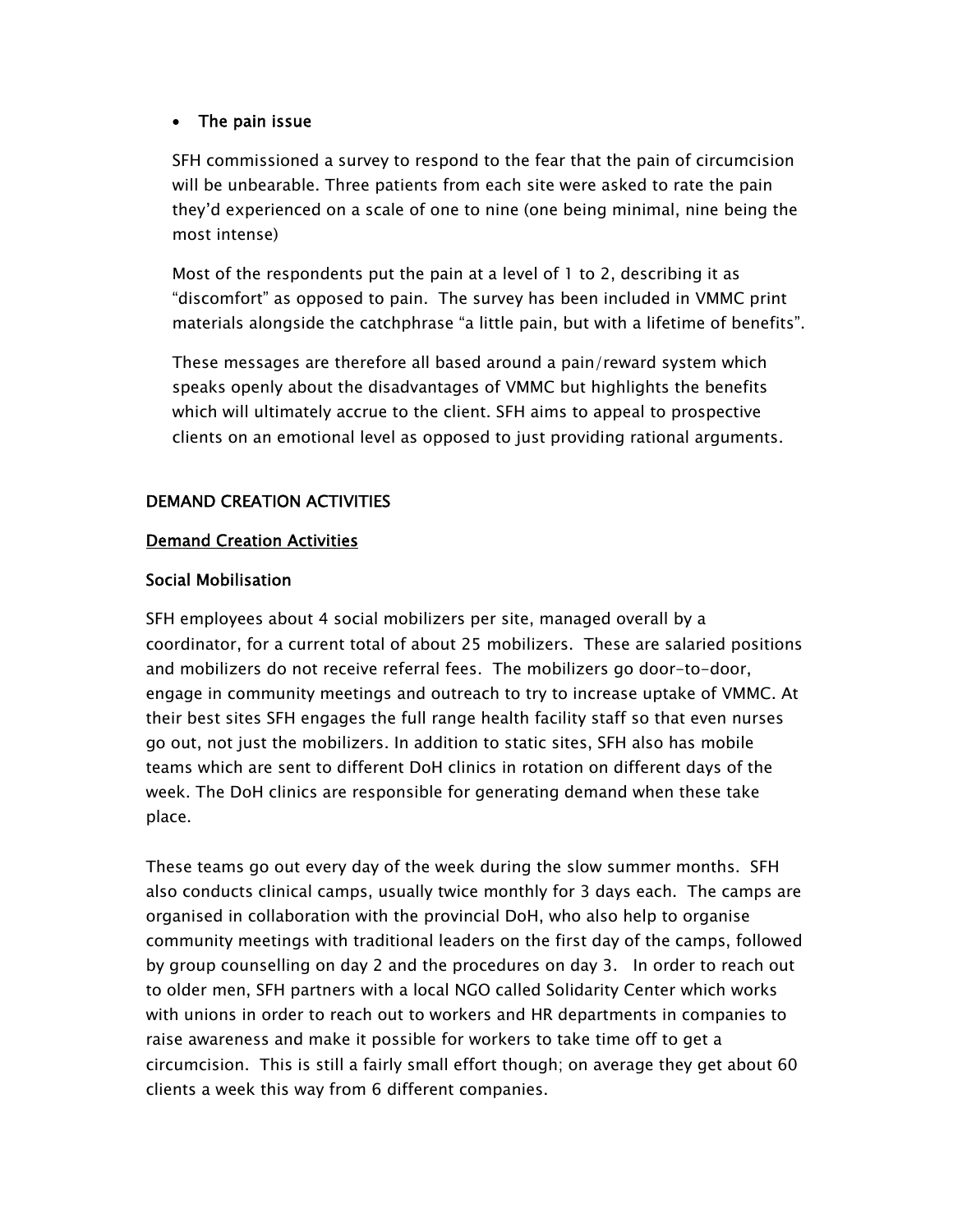- **The pain issue**

  SFH commissioned a survey to respond to the fear that the pain of circumcision will be unbearable. Three patients from each site were asked to rate the pain they'd experienced on a scale of one to nine (one being minimal, nine being the most intense)

  Most of the respondents put the pain at a level of 1 to 2, describing it as "discomfort" as opposed to pain. The survey has been included in VMMC print materials alongside the catchphrase "a little pain, but with a lifetime of benefits".

  These messages are therefore all based around a pain/reward system which speaks openly about the disadvantages of VMMC but highlights the benefits which will ultimately accrue to the client. SFH aims to appeal to prospective clients on an emotional level as opposed to just providing rational arguments.

## DEMAND CREATION ACTIVITIES

### Demand Creation Activities

### Social Mobilisation

SFH employees about 4 social mobilizers per site, managed overall by a coordinator, for a current total of about 25 mobilizers. These are salaried positions and mobilizers do not receive referral fees. The mobilizers go door-to-door, engage in community meetings and outreach to try to increase uptake of VMMC. At their best sites SFH engages the full range health facility staff so that even nurses go out, not just the mobilizers. In addition to static sites, SFH also has mobile teams which are sent to different DoH clinics in rotation on different days of the week. The DoH clinics are responsible for generating demand when these take place.

These teams go out every day of the week during the slow summer months. SFH also conducts clinical camps, usually twice monthly for 3 days each. The camps are organised in collaboration with the provincial DoH, who also help to organise community meetings with traditional leaders on the first day of the camps, followed by group counselling on day 2 and the procedures on day 3. In order to reach out to older men, SFH partners with a local NGO called Solidarity Center which works with unions in order to reach out to workers and HR departments in companies to raise awareness and make it possible for workers to take time off to get a circumcision. This is still a fairly small effort though; on average they get about 60 clients a week this way from 6 different companies.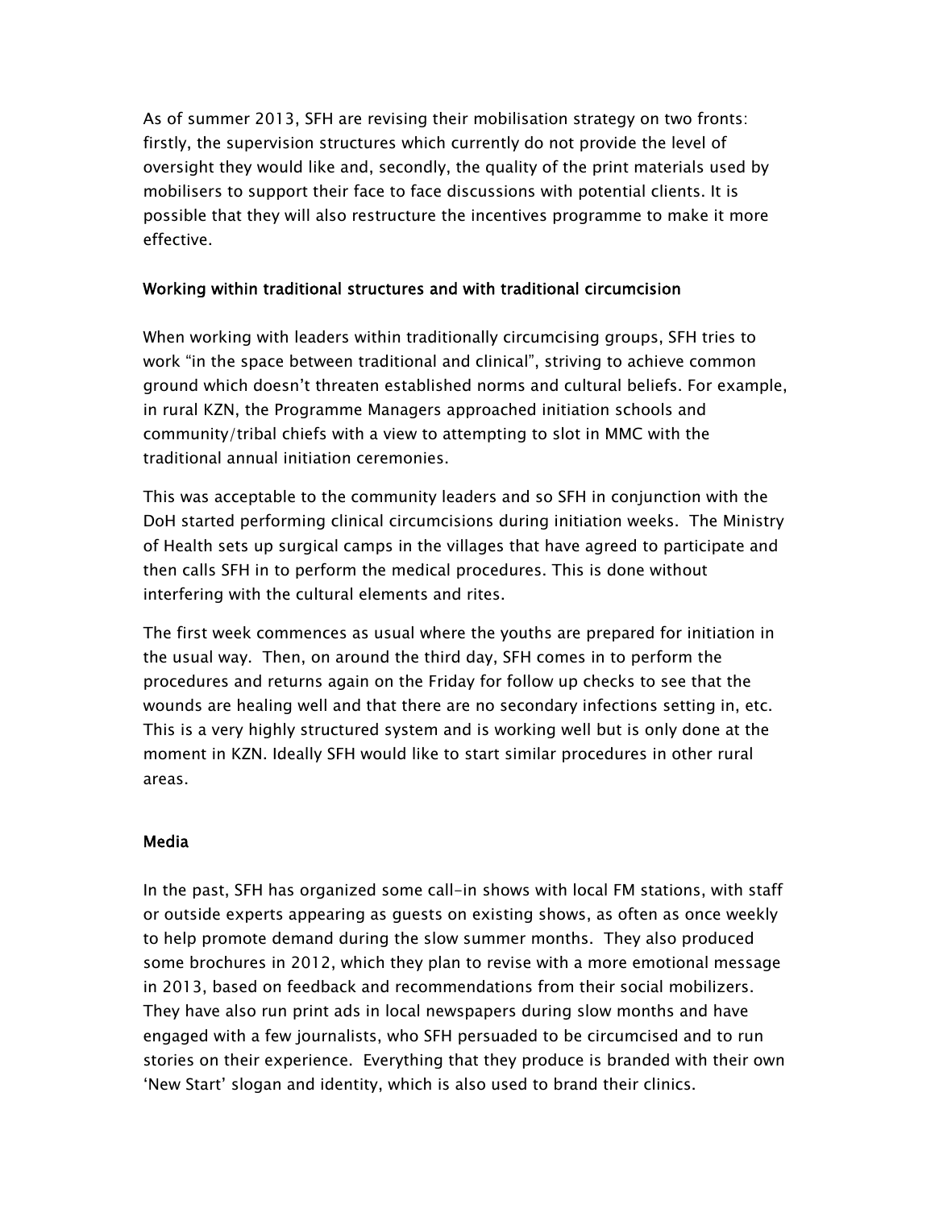As of summer 2013, SFH are revising their mobilisation strategy on two fronts: firstly, the supervision structures which currently do not provide the level of oversight they would like and, secondly, the quality of the print materials used by mobilisers to support their face to face discussions with potential clients. It is possible that they will also restructure the incentives programme to make it more effective.

### Working within traditional structures and with traditional circumcision

When working with leaders within traditionally circumcising groups, SFH tries to work "in the space between traditional and clinical", striving to achieve common ground which doesn't threaten established norms and cultural beliefs. For example, in rural KZN, the Programme Managers approached initiation schools and community/tribal chiefs with a view to attempting to slot in MMC with the traditional annual initiation ceremonies.

This was acceptable to the community leaders and so SFH in conjunction with the DoH started performing clinical circumcisions during initiation weeks. The Ministry of Health sets up surgical camps in the villages that have agreed to participate and then calls SFH in to perform the medical procedures. This is done without interfering with the cultural elements and rites.

The first week commences as usual where the youths are prepared for initiation in the usual way. Then, on around the third day, SFH comes in to perform the procedures and returns again on the Friday for follow up checks to see that the wounds are healing well and that there are no secondary infections setting in, etc. This is a very highly structured system and is working well but is only done at the moment in KZN. Ideally SFH would like to start similar procedures in other rural areas.

### Media

In the past, SFH has organized some call-in shows with local FM stations, with staff or outside experts appearing as guests on existing shows, as often as once weekly to help promote demand during the slow summer months. They also produced some brochures in 2012, which they plan to revise with a more emotional message in 2013, based on feedback and recommendations from their social mobilizers. They have also run print ads in local newspapers during slow months and have engaged with a few journalists, who SFH persuaded to be circumcised and to run stories on their experience. Everything that they produce is branded with their own 'New Start' slogan and identity, which is also used to brand their clinics.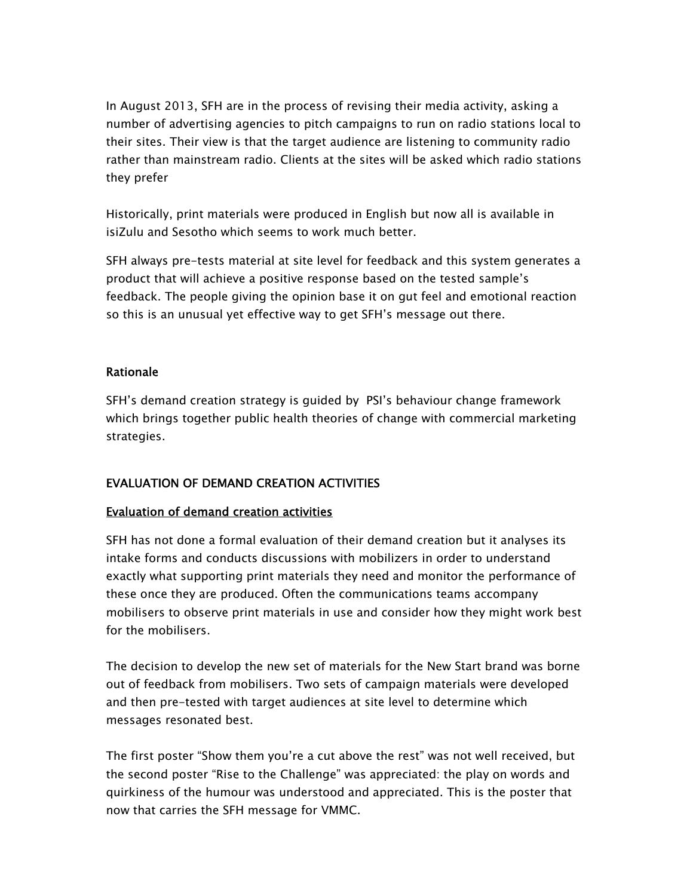In August 2013, SFH are in the process of revising their media activity, asking a number of advertising agencies to pitch campaigns to run on radio stations local to their sites. Their view is that the target audience are listening to community radio rather than mainstream radio. Clients at the sites will be asked which radio stations they prefer

Historically, print materials were produced in English but now all is available in isiZulu and Sesotho which seems to work much better.

SFH always pre-tests material at site level for feedback and this system generates a product that will achieve a positive response based on the tested sample's feedback. The people giving the opinion base it on gut feel and emotional reaction so this is an unusual yet effective way to get SFH's message out there.

**Rationale**

SFH's demand creation strategy is guided by PSI's behaviour change framework which brings together public health theories of change with commercial marketing strategies.

## EVALUATION OF DEMAND CREATION ACTIVITIES

### Evaluation of demand creation activities

SFH has not done a formal evaluation of their demand creation but it analyses its intake forms and conducts discussions with mobilizers in order to understand exactly what supporting print materials they need and monitor the performance of these once they are produced. Often the communications teams accompany mobilisers to observe print materials in use and consider how they might work best for the mobilisers.

The decision to develop the new set of materials for the New Start brand was borne out of feedback from mobilisers. Two sets of campaign materials were developed and then pre-tested with target audiences at site level to determine which messages resonated best.

The first poster "Show them you're a cut above the rest" was not well received, but the second poster "Rise to the Challenge" was appreciated: the play on words and quirkiness of the humour was understood and appreciated. This is the poster that now that carries the SFH message for VMMC.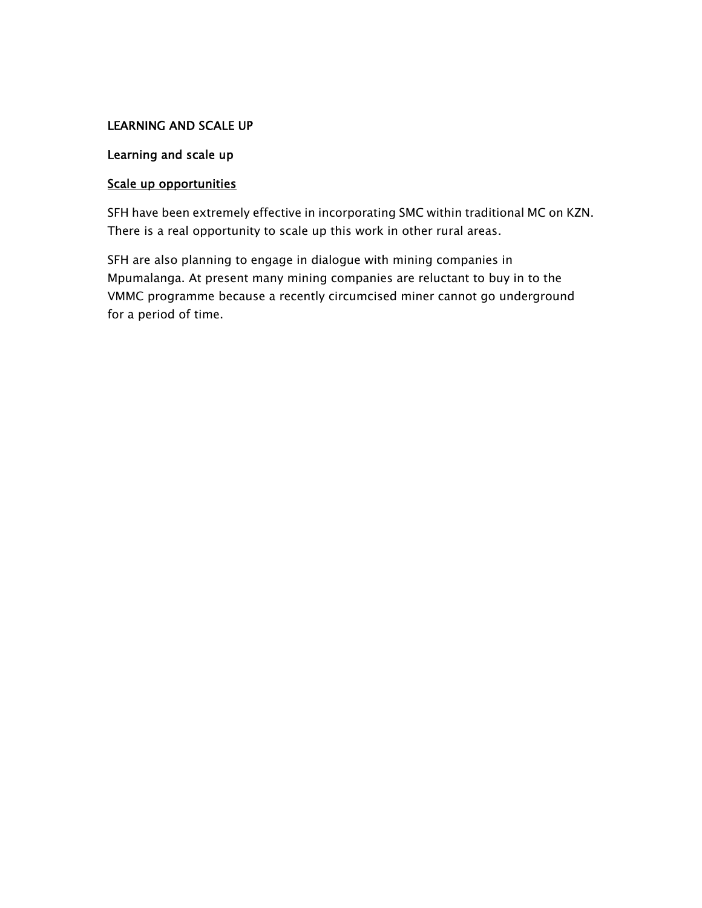## LEARNING AND SCALE UP

### Learning and scale up

#### Scale up opportunities

SFH have been extremely effective in incorporating SMC within traditional MC on KZN. There is a real opportunity to scale up this work in other rural areas.

SFH are also planning to engage in dialogue with mining companies in Mpumalanga. At present many mining companies are reluctant to buy in to the VMMC programme because a recently circumcised miner cannot go underground for a period of time.